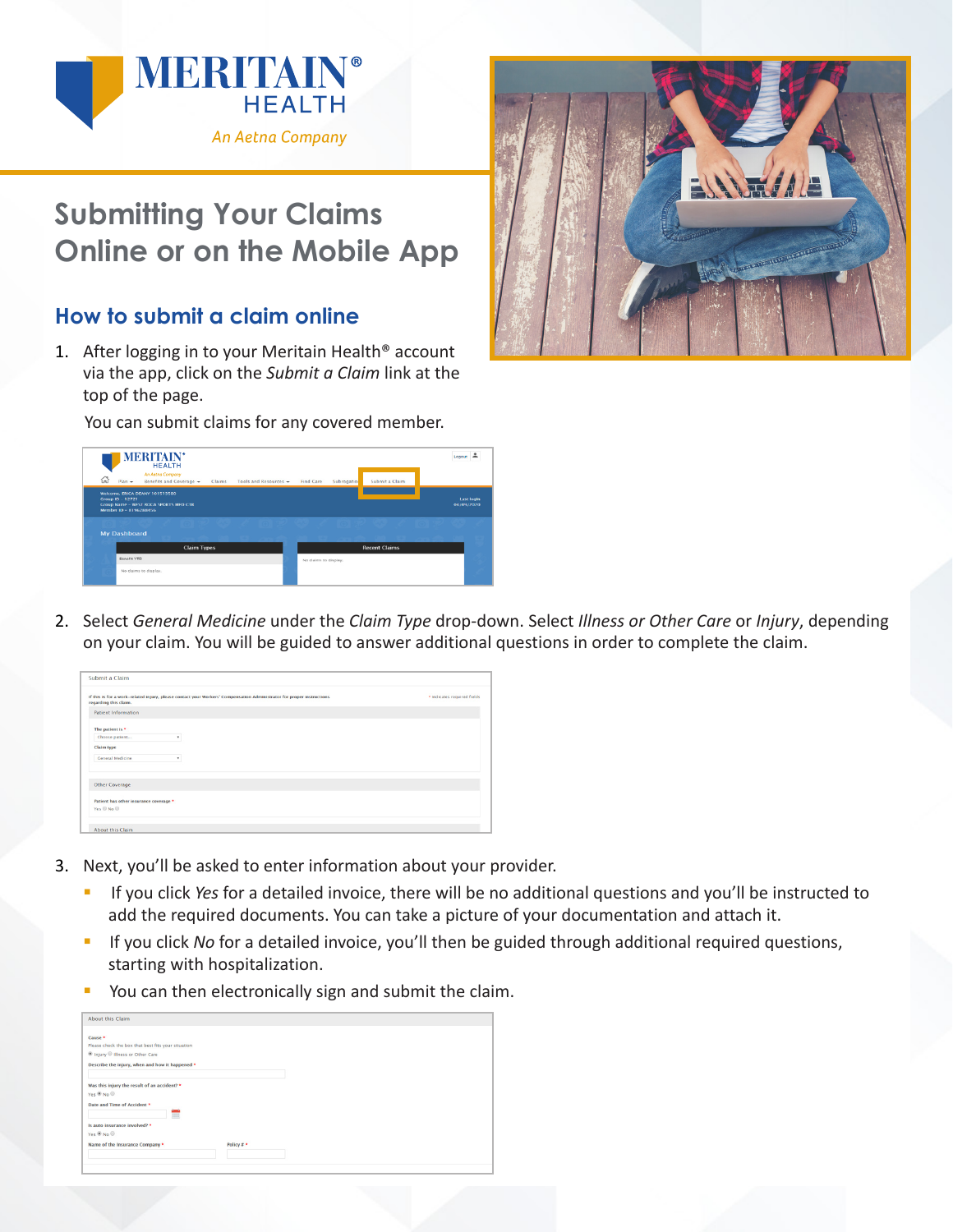# Submitting Your Claims Online or on the Mobile App

## How to submit a claim online

1. After logging in to your Meritain Health® account via the app, click on the *Submit a Claim* link at the top of the page.

   You can submit claims for any covered member.

2. Select *General Medicine* under the *Claim Type* drop-down. Select *Illness or Other Care* or *Injury*, depending on your claim. You will be guided to answer additional questions in order to complete the claim.

3. Next, you'll be asked to enter information about your provider.
   - If you click *Yes* for a detailed invoice, there will be no additional questions and you'll be instructed to add the required documents. You can take a picture of your documentation and attach it.
   - If you click *No* for a detailed invoice, you'll then be guided through additional required questions, starting with hospitalization.
   - You can then electronically sign and submit the claim.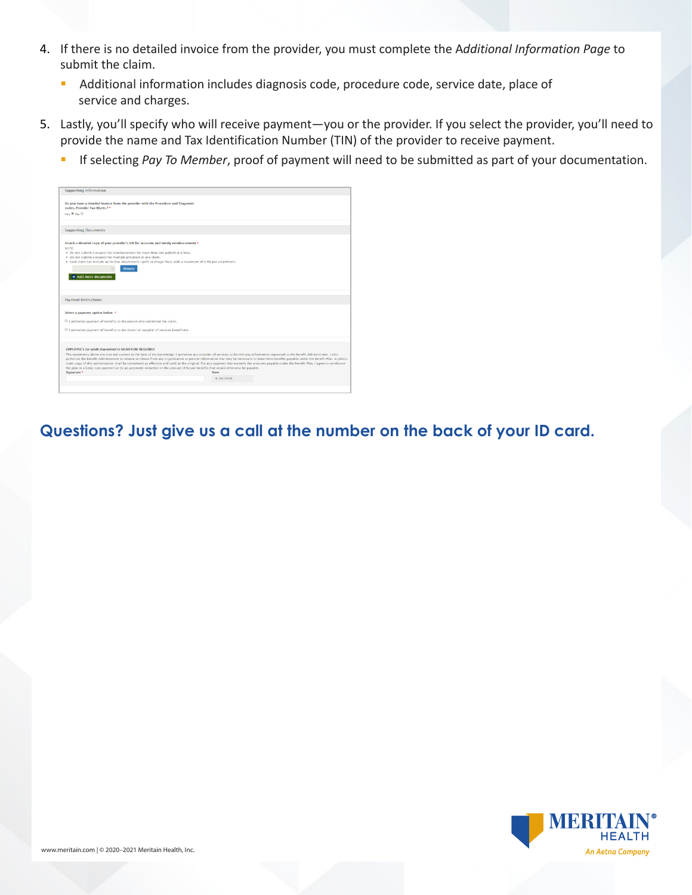4. If there is no detailed invoice from the provider, you must complete the *Additional Information Page* to submit the claim.
   - Additional information includes diagnosis code, procedure code, service date, place of service and charges.
5. Lastly, you'll specify who will receive payment—you or the provider. If you select the provider, you'll need to provide the name and Tax Identification Number (TIN) of the provider to receive payment.
   - If selecting *Pay To Member*, proof of payment will need to be submitted as part of your documentation.

Supporting Information

Do you have a detailed invoice from the provider with the Procedure and Diagnosis codes, Provider Tax ID,etc.? *

Yes No

Supporting Documents

Attach a detailed copy of your provider's bill for accurate and timely reimbursement *

NOTE:
- Do not submit a request for reimbursement for more than one patient at a time.
- Do not submit a request for multiple providers in one claim.
- Each claim can include up to four attachments (pdfs or image files), with a maximum of 6 MB per attachment.

Browse

+ Add more documents

Payment Instructions

Select a payment option below. *

I authorize payment of benefits to the person who submitted the claim.

I authorize payment of benefits to the doctor or supplier of services listed here.

EMPLOYEE'S (or adult dependent's) SIGNATURE REQUIRED

The statements above are true and correct to the best of my knowledge. I authorize any provider of services to furnish any information requested to the Benefit Administrator. I also authorize the Benefit Administrator to release or obtain from any organization or person information that may be necessary to determine benefits payable under the Benefit Plan. A photostatic copy of this authorization shall be considered as effective and valid as the original. For any payment that exceeds the amounts payable under the Benefit Plan, I agree to reimburse the plan in a lump sum payment or by an automatic reduction in the amount of future benefits that would otherwise be payable.

Signature *

Date

4/30/2020

## Questions? Just give us a call at the number on the back of your ID card.

MERITAIN® HEALTH
An Aetna Company

www.meritain.com | © 2020–2021 Meritain Health, Inc.